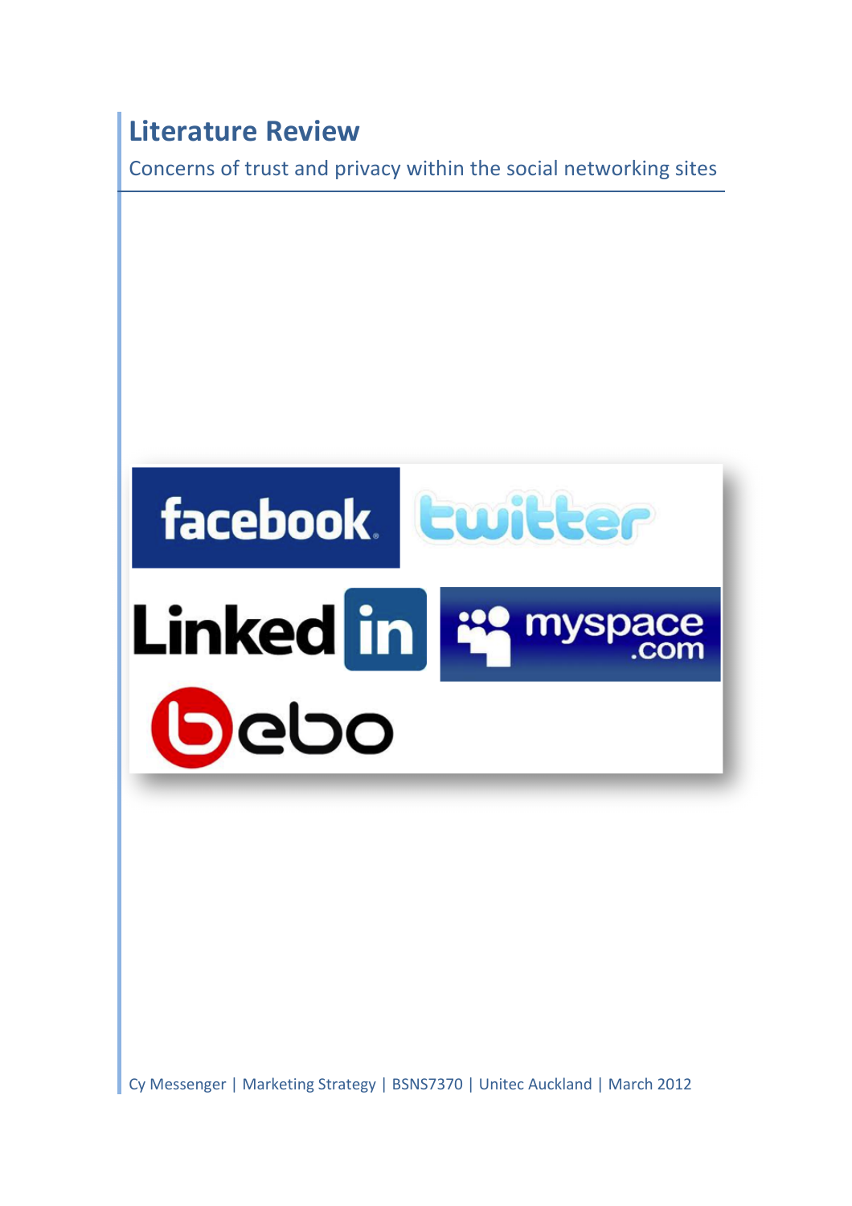# Literature Review

Concerns of trust and privacy within the social networking sites

Cy Messenger | Marketing Strategy | BSNS7370 | Unitec Auckland | March 2012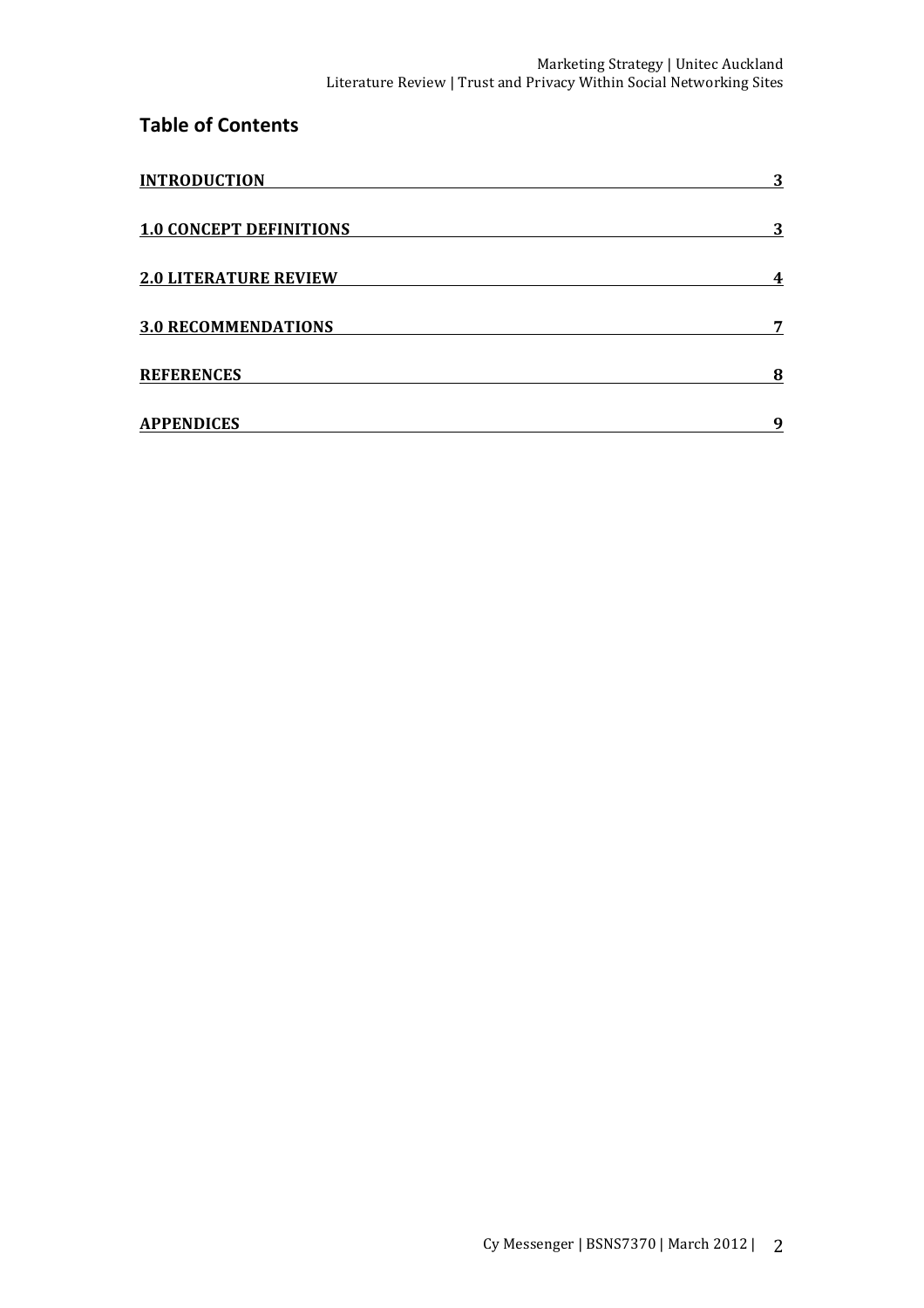## Table of Contents

| | |
|---|---|
| **INTRODUCTION** | **3** |
| **1.0 CONCEPT DEFINITIONS** | **3** |
| **2.0 LITERATURE REVIEW** | **4** |
| **3.0 RECOMMENDATIONS** | **7** |
| **REFERENCES** | **8** |
| **APPENDICES** | **9** |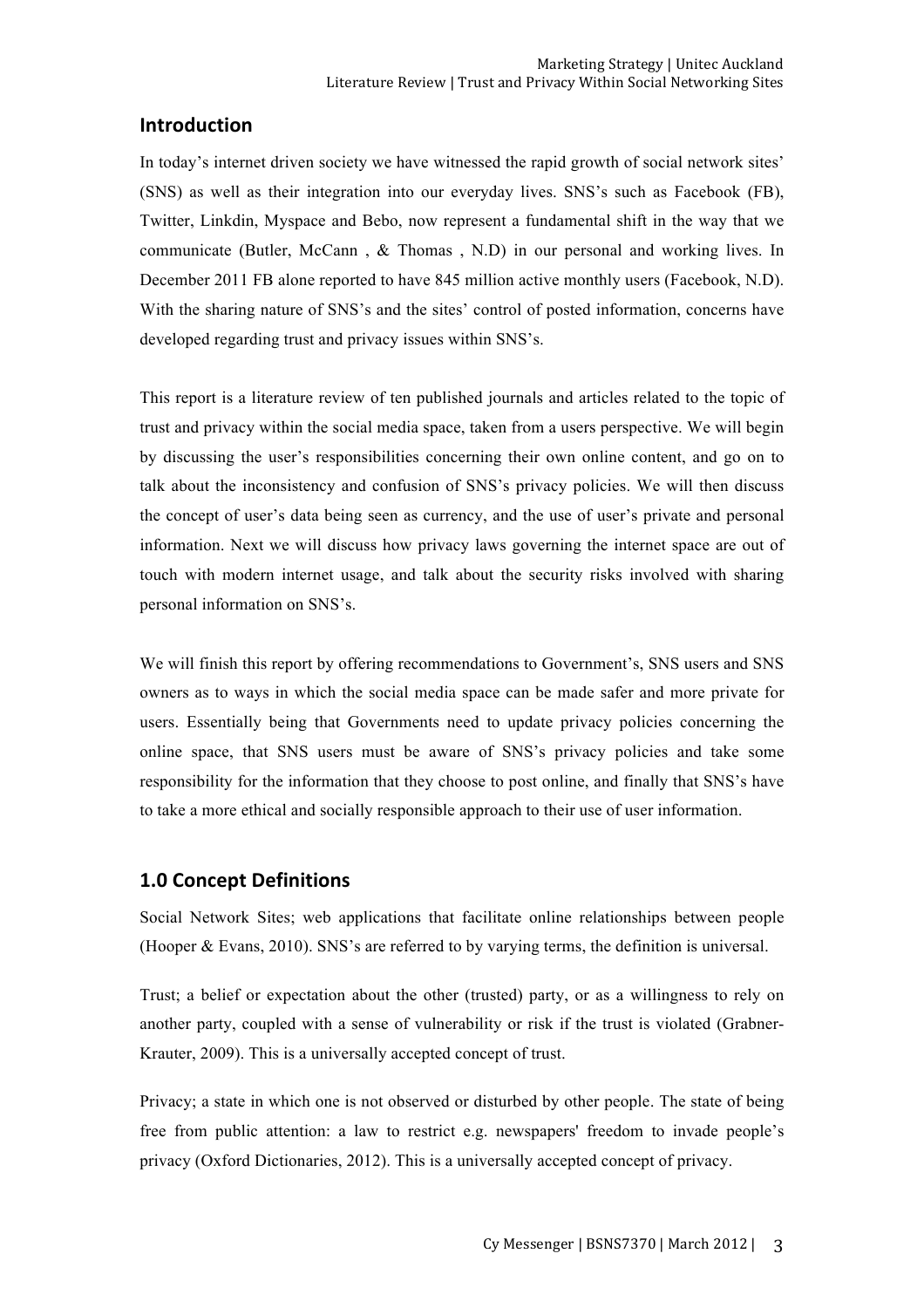## Introduction

In today's internet driven society we have witnessed the rapid growth of social network sites' (SNS) as well as their integration into our everyday lives. SNS's such as Facebook (FB), Twitter, Linkdin, Myspace and Bebo, now represent a fundamental shift in the way that we communicate (Butler, McCann , & Thomas , N.D) in our personal and working lives. In December 2011 FB alone reported to have 845 million active monthly users (Facebook, N.D). With the sharing nature of SNS's and the sites' control of posted information, concerns have developed regarding trust and privacy issues within SNS's.

This report is a literature review of ten published journals and articles related to the topic of trust and privacy within the social media space, taken from a users perspective. We will begin by discussing the user's responsibilities concerning their own online content, and go on to talk about the inconsistency and confusion of SNS's privacy policies. We will then discuss the concept of user's data being seen as currency, and the use of user's private and personal information. Next we will discuss how privacy laws governing the internet space are out of touch with modern internet usage, and talk about the security risks involved with sharing personal information on SNS's.

We will finish this report by offering recommendations to Government's, SNS users and SNS owners as to ways in which the social media space can be made safer and more private for users. Essentially being that Governments need to update privacy policies concerning the online space, that SNS users must be aware of SNS's privacy policies and take some responsibility for the information that they choose to post online, and finally that SNS's have to take a more ethical and socially responsible approach to their use of user information.

## 1.0 Concept Definitions

Social Network Sites; web applications that facilitate online relationships between people (Hooper & Evans, 2010). SNS's are referred to by varying terms, the definition is universal.

Trust; a belief or expectation about the other (trusted) party, or as a willingness to rely on another party, coupled with a sense of vulnerability or risk if the trust is violated (Grabner-Krauter, 2009). This is a universally accepted concept of trust.

Privacy; a state in which one is not observed or disturbed by other people. The state of being free from public attention: a law to restrict e.g. newspapers' freedom to invade people's privacy (Oxford Dictionaries, 2012). This is a universally accepted concept of privacy.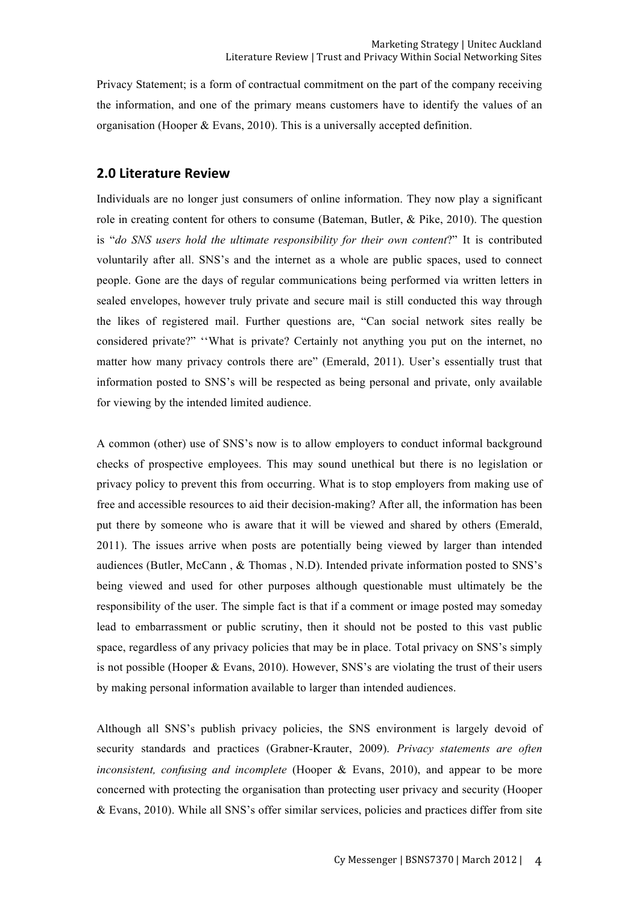Privacy Statement; is a form of contractual commitment on the part of the company receiving the information, and one of the primary means customers have to identify the values of an organisation (Hooper & Evans, 2010). This is a universally accepted definition.

## 2.0 Literature Review

Individuals are no longer just consumers of online information. They now play a significant role in creating content for others to consume (Bateman, Butler, & Pike, 2010). The question is "*do SNS users hold the ultimate responsibility for their own content*?" It is contributed voluntarily after all. SNS's and the internet as a whole are public spaces, used to connect people. Gone are the days of regular communications being performed via written letters in sealed envelopes, however truly private and secure mail is still conducted this way through the likes of registered mail. Further questions are, "Can social network sites really be considered private?" ''What is private? Certainly not anything you put on the internet, no matter how many privacy controls there are" (Emerald, 2011). User's essentially trust that information posted to SNS's will be respected as being personal and private, only available for viewing by the intended limited audience.

A common (other) use of SNS's now is to allow employers to conduct informal background checks of prospective employees. This may sound unethical but there is no legislation or privacy policy to prevent this from occurring. What is to stop employers from making use of free and accessible resources to aid their decision-making? After all, the information has been put there by someone who is aware that it will be viewed and shared by others (Emerald, 2011). The issues arrive when posts are potentially being viewed by larger than intended audiences (Butler, McCann , & Thomas , N.D). Intended private information posted to SNS's being viewed and used for other purposes although questionable must ultimately be the responsibility of the user. The simple fact is that if a comment or image posted may someday lead to embarrassment or public scrutiny, then it should not be posted to this vast public space, regardless of any privacy policies that may be in place. Total privacy on SNS's simply is not possible (Hooper & Evans, 2010). However, SNS's are violating the trust of their users by making personal information available to larger than intended audiences.

Although all SNS's publish privacy policies, the SNS environment is largely devoid of security standards and practices (Grabner-Krauter, 2009). *Privacy statements are often inconsistent, confusing and incomplete* (Hooper & Evans, 2010), and appear to be more concerned with protecting the organisation than protecting user privacy and security (Hooper & Evans, 2010). While all SNS's offer similar services, policies and practices differ from site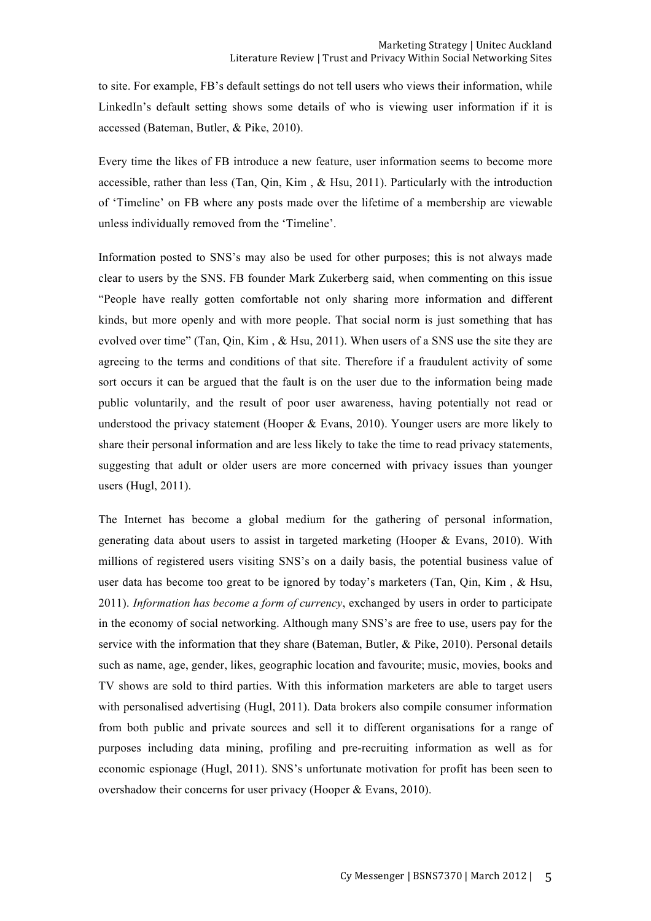to site. For example, FB's default settings do not tell users who views their information, while LinkedIn's default setting shows some details of who is viewing user information if it is accessed (Bateman, Butler, & Pike, 2010).

Every time the likes of FB introduce a new feature, user information seems to become more accessible, rather than less (Tan, Qin, Kim , & Hsu, 2011). Particularly with the introduction of 'Timeline' on FB where any posts made over the lifetime of a membership are viewable unless individually removed from the 'Timeline'.

Information posted to SNS's may also be used for other purposes; this is not always made clear to users by the SNS. FB founder Mark Zukerberg said, when commenting on this issue "People have really gotten comfortable not only sharing more information and different kinds, but more openly and with more people. That social norm is just something that has evolved over time" (Tan, Qin, Kim , & Hsu, 2011). When users of a SNS use the site they are agreeing to the terms and conditions of that site. Therefore if a fraudulent activity of some sort occurs it can be argued that the fault is on the user due to the information being made public voluntarily, and the result of poor user awareness, having potentially not read or understood the privacy statement (Hooper & Evans, 2010). Younger users are more likely to share their personal information and are less likely to take the time to read privacy statements, suggesting that adult or older users are more concerned with privacy issues than younger users (Hugl, 2011).

The Internet has become a global medium for the gathering of personal information, generating data about users to assist in targeted marketing (Hooper & Evans, 2010). With millions of registered users visiting SNS's on a daily basis, the potential business value of user data has become too great to be ignored by today's marketers (Tan, Qin, Kim , & Hsu, 2011). *Information has become a form of currency*, exchanged by users in order to participate in the economy of social networking. Although many SNS's are free to use, users pay for the service with the information that they share (Bateman, Butler, & Pike, 2010). Personal details such as name, age, gender, likes, geographic location and favourite; music, movies, books and TV shows are sold to third parties. With this information marketers are able to target users with personalised advertising (Hugl, 2011). Data brokers also compile consumer information from both public and private sources and sell it to different organisations for a range of purposes including data mining, profiling and pre-recruiting information as well as for economic espionage (Hugl, 2011). SNS's unfortunate motivation for profit has been seen to overshadow their concerns for user privacy (Hooper & Evans, 2010).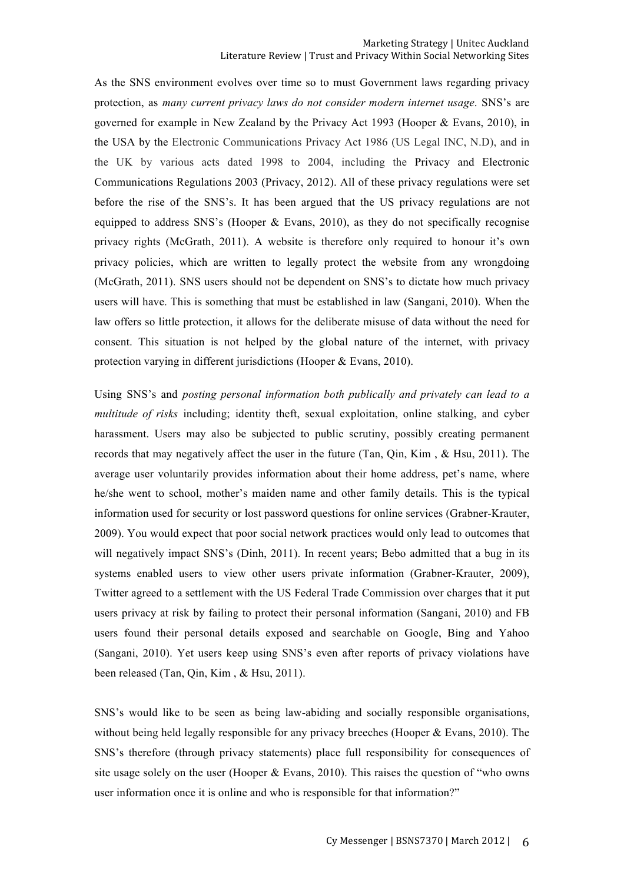As the SNS environment evolves over time so to must Government laws regarding privacy protection, as *many current privacy laws do not consider modern internet usage*. SNS's are governed for example in New Zealand by the Privacy Act 1993 (Hooper & Evans, 2010), in the USA by the Electronic Communications Privacy Act 1986 (US Legal INC, N.D), and in the UK by various acts dated 1998 to 2004, including the Privacy and Electronic Communications Regulations 2003 (Privacy, 2012). All of these privacy regulations were set before the rise of the SNS's. It has been argued that the US privacy regulations are not equipped to address SNS's (Hooper & Evans, 2010), as they do not specifically recognise privacy rights (McGrath, 2011). A website is therefore only required to honour it's own privacy policies, which are written to legally protect the website from any wrongdoing (McGrath, 2011). SNS users should not be dependent on SNS's to dictate how much privacy users will have. This is something that must be established in law (Sangani, 2010). When the law offers so little protection, it allows for the deliberate misuse of data without the need for consent. This situation is not helped by the global nature of the internet, with privacy protection varying in different jurisdictions (Hooper & Evans, 2010).

Using SNS's and *posting personal information both publically and privately can lead to a multitude of risks* including; identity theft, sexual exploitation, online stalking, and cyber harassment. Users may also be subjected to public scrutiny, possibly creating permanent records that may negatively affect the user in the future (Tan, Qin, Kim , & Hsu, 2011). The average user voluntarily provides information about their home address, pet's name, where he/she went to school, mother's maiden name and other family details. This is the typical information used for security or lost password questions for online services (Grabner-Krauter, 2009). You would expect that poor social network practices would only lead to outcomes that will negatively impact SNS's (Dinh, 2011). In recent years; Bebo admitted that a bug in its systems enabled users to view other users private information (Grabner-Krauter, 2009), Twitter agreed to a settlement with the US Federal Trade Commission over charges that it put users privacy at risk by failing to protect their personal information (Sangani, 2010) and FB users found their personal details exposed and searchable on Google, Bing and Yahoo (Sangani, 2010). Yet users keep using SNS's even after reports of privacy violations have been released (Tan, Qin, Kim , & Hsu, 2011).

SNS's would like to be seen as being law-abiding and socially responsible organisations, without being held legally responsible for any privacy breeches (Hooper & Evans, 2010). The SNS's therefore (through privacy statements) place full responsibility for consequences of site usage solely on the user (Hooper & Evans, 2010). This raises the question of "who owns user information once it is online and who is responsible for that information?"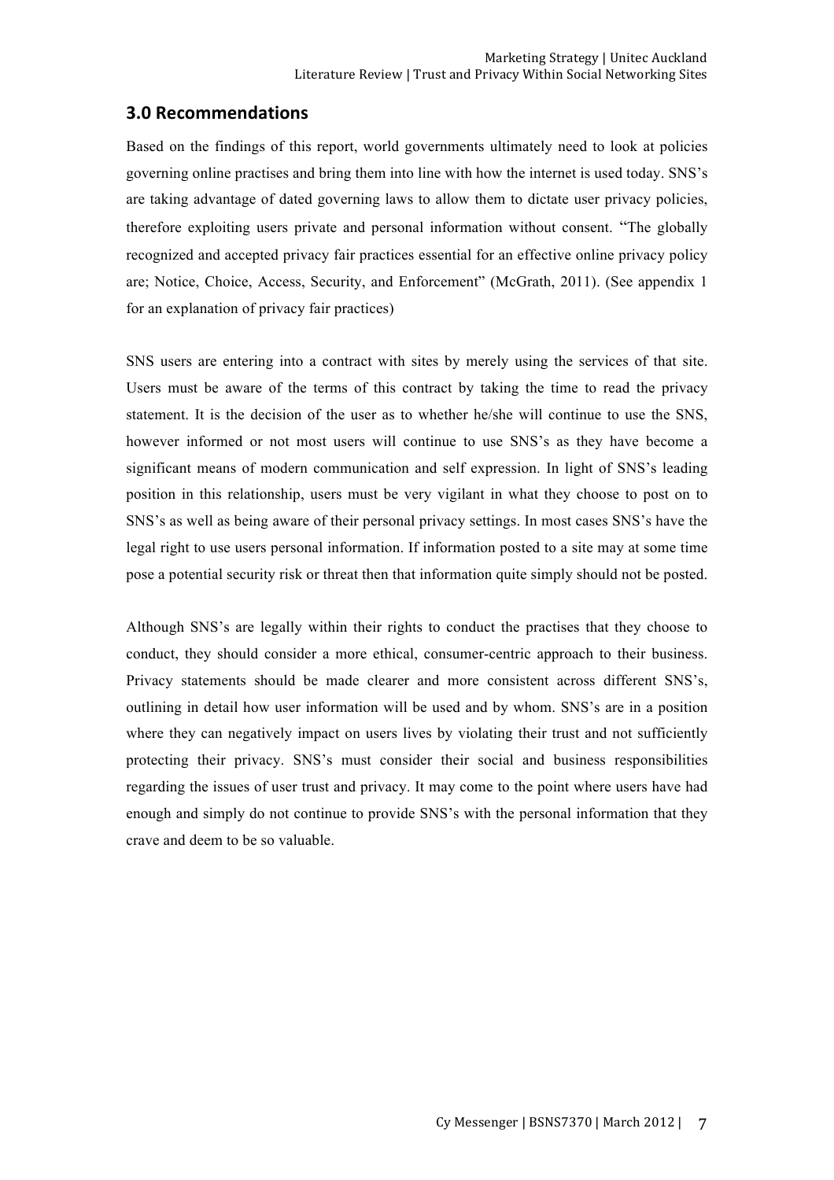## 3.0 Recommendations

Based on the findings of this report, world governments ultimately need to look at policies governing online practises and bring them into line with how the internet is used today. SNS's are taking advantage of dated governing laws to allow them to dictate user privacy policies, therefore exploiting users private and personal information without consent. "The globally recognized and accepted privacy fair practices essential for an effective online privacy policy are; Notice, Choice, Access, Security, and Enforcement" (McGrath, 2011). (See appendix 1 for an explanation of privacy fair practices)

SNS users are entering into a contract with sites by merely using the services of that site. Users must be aware of the terms of this contract by taking the time to read the privacy statement. It is the decision of the user as to whether he/she will continue to use the SNS, however informed or not most users will continue to use SNS's as they have become a significant means of modern communication and self expression. In light of SNS's leading position in this relationship, users must be very vigilant in what they choose to post on to SNS's as well as being aware of their personal privacy settings. In most cases SNS's have the legal right to use users personal information. If information posted to a site may at some time pose a potential security risk or threat then that information quite simply should not be posted.

Although SNS's are legally within their rights to conduct the practises that they choose to conduct, they should consider a more ethical, consumer-centric approach to their business. Privacy statements should be made clearer and more consistent across different SNS's, outlining in detail how user information will be used and by whom. SNS's are in a position where they can negatively impact on users lives by violating their trust and not sufficiently protecting their privacy. SNS's must consider their social and business responsibilities regarding the issues of user trust and privacy. It may come to the point where users have had enough and simply do not continue to provide SNS's with the personal information that they crave and deem to be so valuable.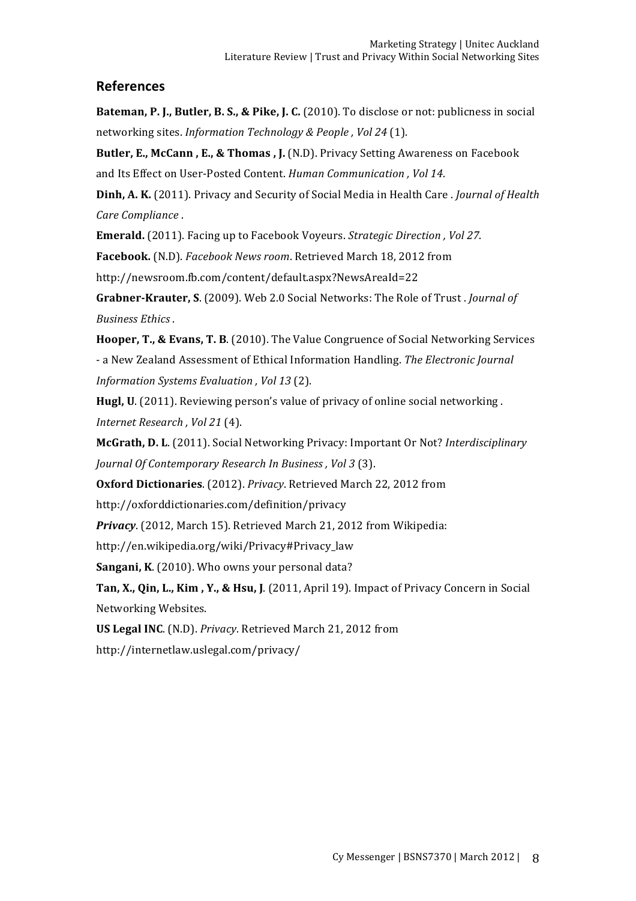## References

**Bateman, P. J., Butler, B. S., & Pike, J. C.** (2010). To disclose or not: publicness in social networking sites. *Information Technology & People , Vol 24* (1).

**Butler, E., McCann , E., & Thomas , J.** (N.D). Privacy Setting Awareness on Facebook and Its Effect on User-Posted Content. *Human Communication , Vol 14*.

**Dinh, A. K.** (2011). Privacy and Security of Social Media in Health Care . *Journal of Health Care Compliance* .

**Emerald.** (2011). Facing up to Facebook Voyeurs. *Strategic Direction , Vol 27*.

**Facebook.** (N.D). *Facebook News room*. Retrieved March 18, 2012 from http://newsroom.fb.com/content/default.aspx?NewsAreaId=22

**Grabner-Krauter, S**. (2009). Web 2.0 Social Networks: The Role of Trust . *Journal of Business Ethics* .

**Hooper, T., & Evans, T. B**. (2010). The Value Congruence of Social Networking Services - a New Zealand Assessment of Ethical Information Handling. *The Electronic Journal Information Systems Evaluation , Vol 13* (2).

**Hugl, U**. (2011). Reviewing person's value of privacy of online social networking . *Internet Research , Vol 21* (4).

**McGrath, D. L**. (2011). Social Networking Privacy: Important Or Not? *Interdisciplinary Journal Of Contemporary Research In Business , Vol 3* (3).

**Oxford Dictionaries**. (2012). *Privacy*. Retrieved March 22, 2012 from http://oxforddictionaries.com/definition/privacy

***Privacy***. (2012, March 15). Retrieved March 21, 2012 from Wikipedia: http://en.wikipedia.org/wiki/Privacy#Privacy_law

**Sangani, K**. (2010). Who owns your personal data?

**Tan, X., Qin, L., Kim , Y., & Hsu, J**. (2011, April 19). Impact of Privacy Concern in Social Networking Websites.

**US Legal INC**. (N.D). *Privacy*. Retrieved March 21, 2012 from http://internetlaw.uslegal.com/privacy/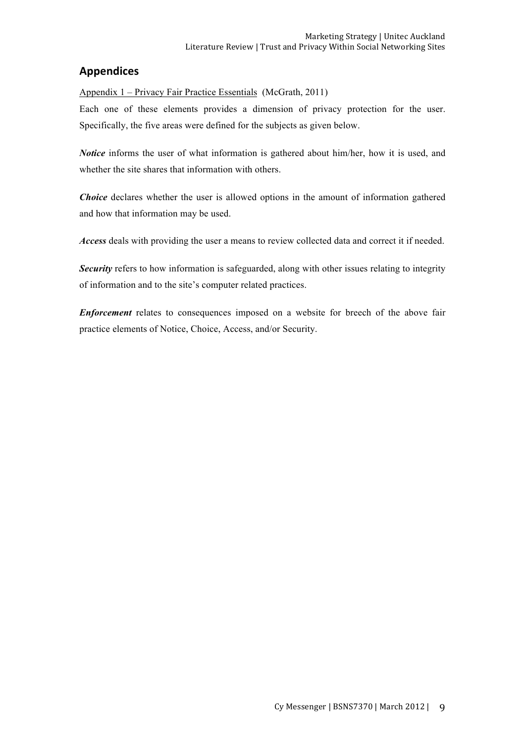## Appendices

Appendix 1 – Privacy Fair Practice Essentials (McGrath, 2011)

Each one of these elements provides a dimension of privacy protection for the user. Specifically, the five areas were defined for the subjects as given below.

***Notice*** informs the user of what information is gathered about him/her, how it is used, and whether the site shares that information with others.

***Choice*** declares whether the user is allowed options in the amount of information gathered and how that information may be used.

***Access*** deals with providing the user a means to review collected data and correct it if needed.

***Security*** refers to how information is safeguarded, along with other issues relating to integrity of information and to the site's computer related practices.

***Enforcement*** relates to consequences imposed on a website for breech of the above fair practice elements of Notice, Choice, Access, and/or Security.